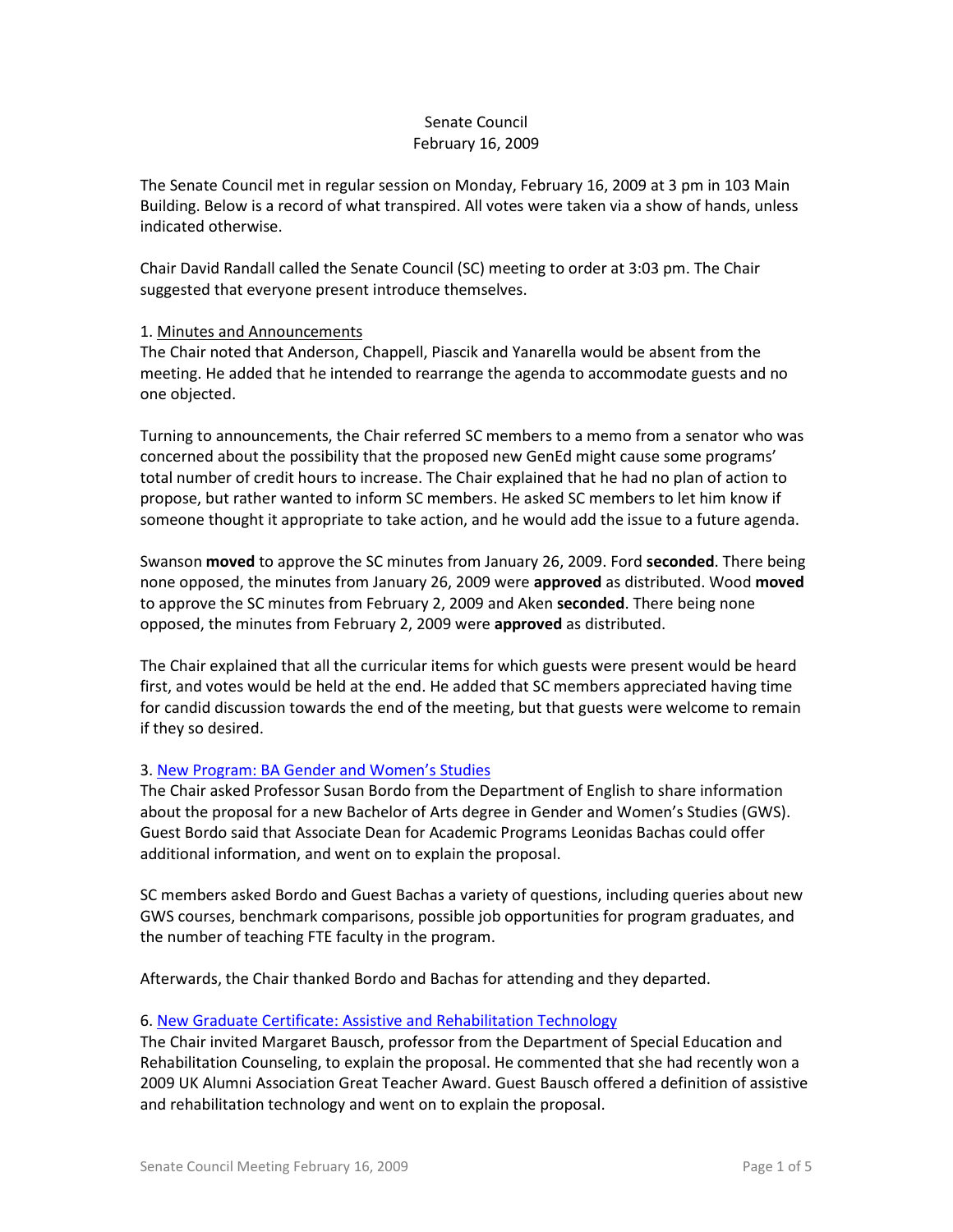Senate Council
February 16, 2009

The Senate Council met in regular session on Monday, February 16, 2009 at 3 pm in 103 Main Building. Below is a record of what transpired. All votes were taken via a show of hands, unless indicated otherwise.

Chair David Randall called the Senate Council (SC) meeting to order at 3:03 pm. The Chair suggested that everyone present introduce themselves.

1. Minutes and Announcements

The Chair noted that Anderson, Chappell, Piascik and Yanarella would be absent from the meeting. He added that he intended to rearrange the agenda to accommodate guests and no one objected.

Turning to announcements, the Chair referred SC members to a memo from a senator who was concerned about the possibility that the proposed new GenEd might cause some programs' total number of credit hours to increase. The Chair explained that he had no plan of action to propose, but rather wanted to inform SC members. He asked SC members to let him know if someone thought it appropriate to take action, and he would add the issue to a future agenda.

Swanson **moved** to approve the SC minutes from January 26, 2009. Ford **seconded**. There being none opposed, the minutes from January 26, 2009 were **approved** as distributed. Wood **moved** to approve the SC minutes from February 2, 2009 and Aken **seconded**. There being none opposed, the minutes from February 2, 2009 were **approved** as distributed.

The Chair explained that all the curricular items for which guests were present would be heard first, and votes would be held at the end. He added that SC members appreciated having time for candid discussion towards the end of the meeting, but that guests were welcome to remain if they so desired.

3. New Program: BA Gender and Women's Studies

The Chair asked Professor Susan Bordo from the Department of English to share information about the proposal for a new Bachelor of Arts degree in Gender and Women's Studies (GWS). Guest Bordo said that Associate Dean for Academic Programs Leonidas Bachas could offer additional information, and went on to explain the proposal.

SC members asked Bordo and Guest Bachas a variety of questions, including queries about new GWS courses, benchmark comparisons, possible job opportunities for program graduates, and the number of teaching FTE faculty in the program.

Afterwards, the Chair thanked Bordo and Bachas for attending and they departed.

6. New Graduate Certificate: Assistive and Rehabilitation Technology

The Chair invited Margaret Bausch, professor from the Department of Special Education and Rehabilitation Counseling, to explain the proposal. He commented that she had recently won a 2009 UK Alumni Association Great Teacher Award. Guest Bausch offered a definition of assistive and rehabilitation technology and went on to explain the proposal.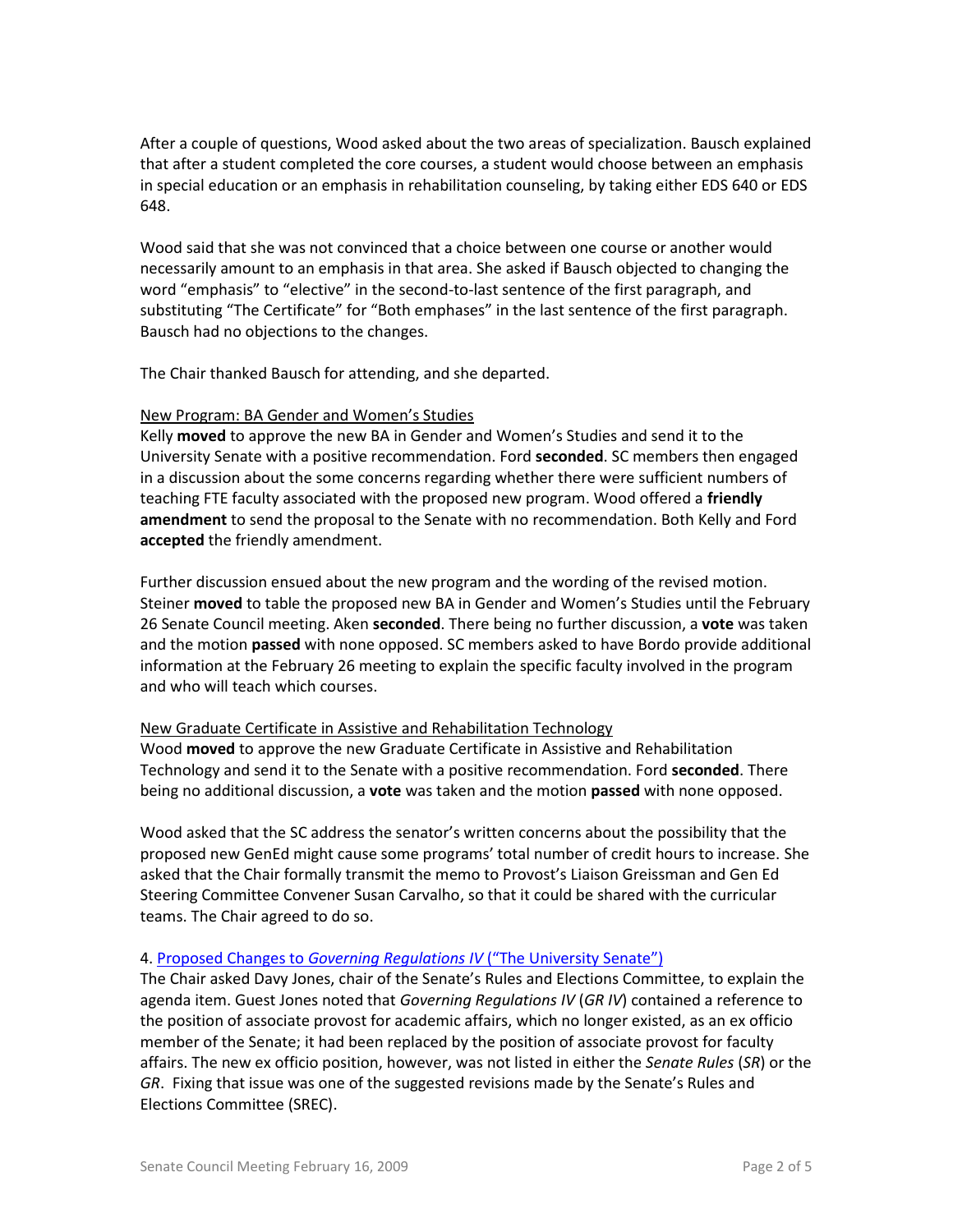After a couple of questions, Wood asked about the two areas of specialization. Bausch explained that after a student completed the core courses, a student would choose between an emphasis in special education or an emphasis in rehabilitation counseling, by taking either EDS 640 or EDS 648.

Wood said that she was not convinced that a choice between one course or another would necessarily amount to an emphasis in that area. She asked if Bausch objected to changing the word "emphasis" to "elective" in the second-to-last sentence of the first paragraph, and substituting "The Certificate" for "Both emphases" in the last sentence of the first paragraph. Bausch had no objections to the changes.

The Chair thanked Bausch for attending, and she departed.

New Program: BA Gender and Women's Studies

Kelly **moved** to approve the new BA in Gender and Women's Studies and send it to the University Senate with a positive recommendation. Ford **seconded**. SC members then engaged in a discussion about the some concerns regarding whether there were sufficient numbers of teaching FTE faculty associated with the proposed new program. Wood offered a **friendly amendment** to send the proposal to the Senate with no recommendation. Both Kelly and Ford **accepted** the friendly amendment.

Further discussion ensued about the new program and the wording of the revised motion. Steiner **moved** to table the proposed new BA in Gender and Women's Studies until the February 26 Senate Council meeting. Aken **seconded**. There being no further discussion, a **vote** was taken and the motion **passed** with none opposed. SC members asked to have Bordo provide additional information at the February 26 meeting to explain the specific faculty involved in the program and who will teach which courses.

New Graduate Certificate in Assistive and Rehabilitation Technology

Wood **moved** to approve the new Graduate Certificate in Assistive and Rehabilitation Technology and send it to the Senate with a positive recommendation. Ford **seconded**. There being no additional discussion, a **vote** was taken and the motion **passed** with none opposed.

Wood asked that the SC address the senator's written concerns about the possibility that the proposed new GenEd might cause some programs' total number of credit hours to increase. She asked that the Chair formally transmit the memo to Provost's Liaison Greissman and Gen Ed Steering Committee Convener Susan Carvalho, so that it could be shared with the curricular teams. The Chair agreed to do so.

4. Proposed Changes to *Governing Regulations IV* ("The University Senate")

The Chair asked Davy Jones, chair of the Senate's Rules and Elections Committee, to explain the agenda item. Guest Jones noted that *Governing Regulations IV* (*GR IV*) contained a reference to the position of associate provost for academic affairs, which no longer existed, as an ex officio member of the Senate; it had been replaced by the position of associate provost for faculty affairs. The new ex officio position, however, was not listed in either the *Senate Rules* (*SR*) or the *GR*. Fixing that issue was one of the suggested revisions made by the Senate's Rules and Elections Committee (SREC).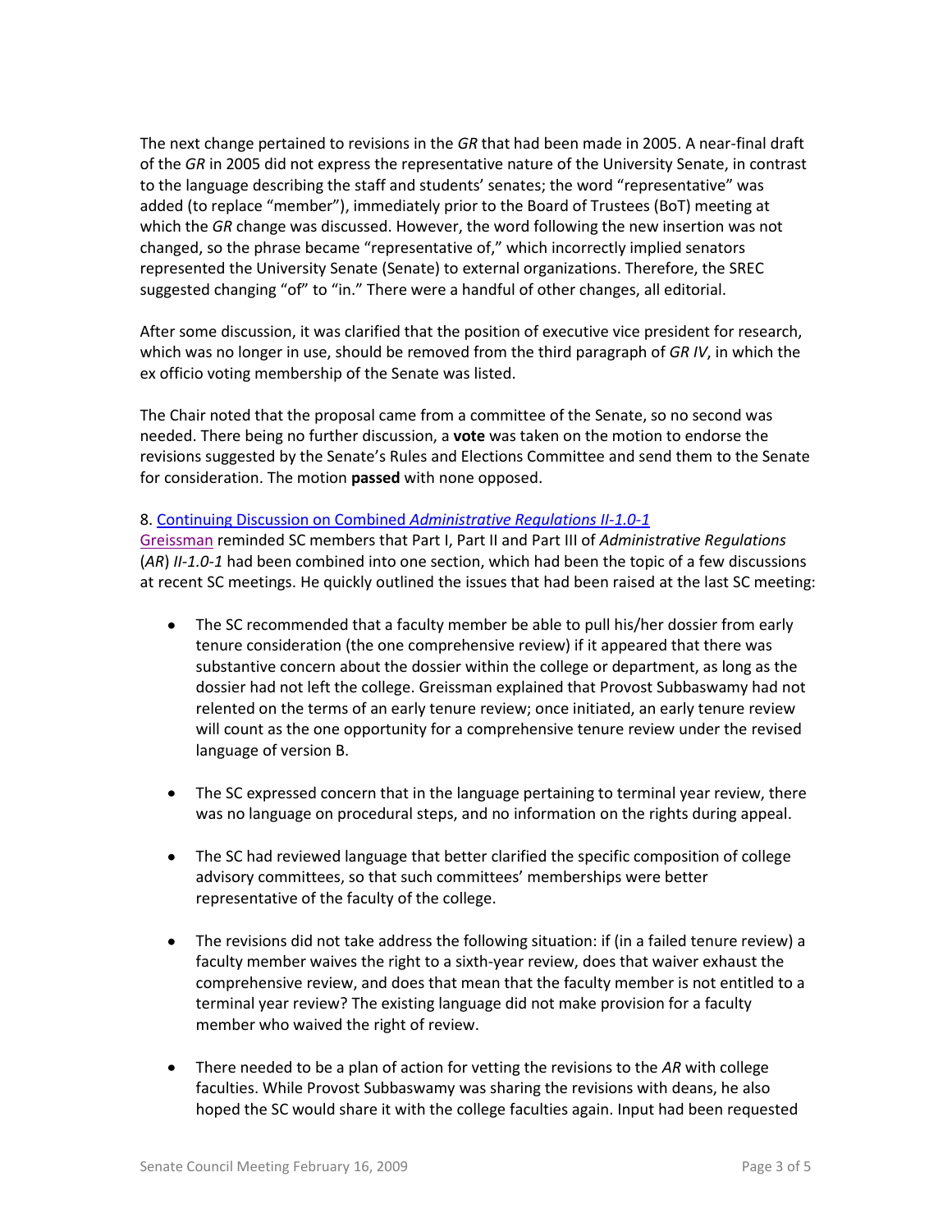The next change pertained to revisions in the *GR* that had been made in 2005. A near-final draft of the *GR* in 2005 did not express the representative nature of the University Senate, in contrast to the language describing the staff and students' senates; the word "representative" was added (to replace "member"), immediately prior to the Board of Trustees (BoT) meeting at which the *GR* change was discussed. However, the word following the new insertion was not changed, so the phrase became "representative of," which incorrectly implied senators represented the University Senate (Senate) to external organizations. Therefore, the SREC suggested changing "of" to "in." There were a handful of other changes, all editorial.

After some discussion, it was clarified that the position of executive vice president for research, which was no longer in use, should be removed from the third paragraph of *GR IV*, in which the ex officio voting membership of the Senate was listed.

The Chair noted that the proposal came from a committee of the Senate, so no second was needed. There being no further discussion, a **vote** was taken on the motion to endorse the revisions suggested by the Senate's Rules and Elections Committee and send them to the Senate for consideration. The motion **passed** with none opposed.

8. Continuing Discussion on Combined *Administrative Regulations II-1.0-1*

Greissman reminded SC members that Part I, Part II and Part III of *Administrative Regulations* (*AR*) *II-1.0-1* had been combined into one section, which had been the topic of a few discussions at recent SC meetings. He quickly outlined the issues that had been raised at the last SC meeting:

- The SC recommended that a faculty member be able to pull his/her dossier from early tenure consideration (the one comprehensive review) if it appeared that there was substantive concern about the dossier within the college or department, as long as the dossier had not left the college. Greissman explained that Provost Subbaswamy had not relented on the terms of an early tenure review; once initiated, an early tenure review will count as the one opportunity for a comprehensive tenure review under the revised language of version B.

- The SC expressed concern that in the language pertaining to terminal year review, there was no language on procedural steps, and no information on the rights during appeal.

- The SC had reviewed language that better clarified the specific composition of college advisory committees, so that such committees' memberships were better representative of the faculty of the college.

- The revisions did not take address the following situation: if (in a failed tenure review) a faculty member waives the right to a sixth-year review, does that waiver exhaust the comprehensive review, and does that mean that the faculty member is not entitled to a terminal year review? The existing language did not make provision for a faculty member who waived the right of review.

- There needed to be a plan of action for vetting the revisions to the *AR* with college faculties. While Provost Subbaswamy was sharing the revisions with deans, he also hoped the SC would share it with the college faculties again. Input had been requested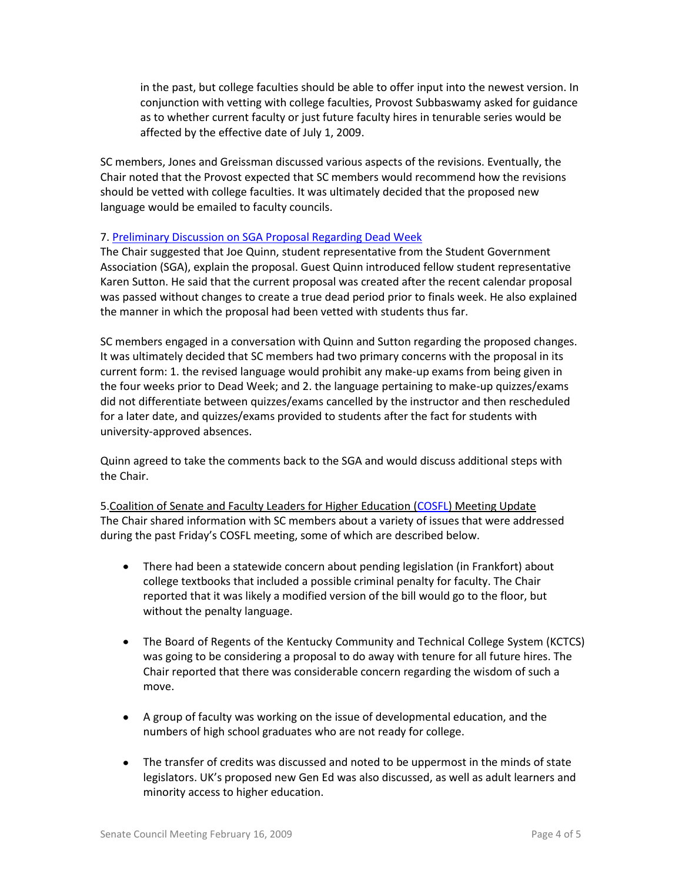in the past, but college faculties should be able to offer input into the newest version. In conjunction with vetting with college faculties, Provost Subbaswamy asked for guidance as to whether current faculty or just future faculty hires in tenurable series would be affected by the effective date of July 1, 2009.

SC members, Jones and Greissman discussed various aspects of the revisions. Eventually, the Chair noted that the Provost expected that SC members would recommend how the revisions should be vetted with college faculties. It was ultimately decided that the proposed new language would be emailed to faculty councils.

7. Preliminary Discussion on SGA Proposal Regarding Dead Week

The Chair suggested that Joe Quinn, student representative from the Student Government Association (SGA), explain the proposal. Guest Quinn introduced fellow student representative Karen Sutton. He said that the current proposal was created after the recent calendar proposal was passed without changes to create a true dead period prior to finals week. He also explained the manner in which the proposal had been vetted with students thus far.

SC members engaged in a conversation with Quinn and Sutton regarding the proposed changes. It was ultimately decided that SC members had two primary concerns with the proposal in its current form: 1. the revised language would prohibit any make-up exams from being given in the four weeks prior to Dead Week; and 2. the language pertaining to make-up quizzes/exams did not differentiate between quizzes/exams cancelled by the instructor and then rescheduled for a later date, and quizzes/exams provided to students after the fact for students with university-approved absences.

Quinn agreed to take the comments back to the SGA and would discuss additional steps with the Chair.

5. Coalition of Senate and Faculty Leaders for Higher Education (COSFL) Meeting Update

The Chair shared information with SC members about a variety of issues that were addressed during the past Friday's COSFL meeting, some of which are described below.

- There had been a statewide concern about pending legislation (in Frankfort) about college textbooks that included a possible criminal penalty for faculty. The Chair reported that it was likely a modified version of the bill would go to the floor, but without the penalty language.

- The Board of Regents of the Kentucky Community and Technical College System (KCTCS) was going to be considering a proposal to do away with tenure for all future hires. The Chair reported that there was considerable concern regarding the wisdom of such a move.

- A group of faculty was working on the issue of developmental education, and the numbers of high school graduates who are not ready for college.

- The transfer of credits was discussed and noted to be uppermost in the minds of state legislators. UK's proposed new Gen Ed was also discussed, as well as adult learners and minority access to higher education.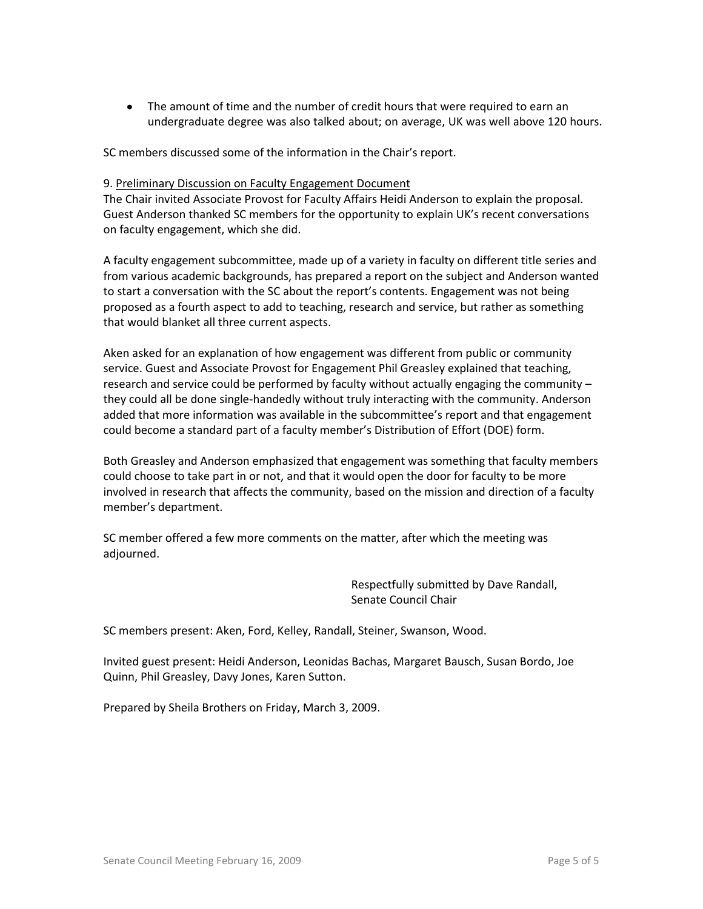- The amount of time and the number of credit hours that were required to earn an undergraduate degree was also talked about; on average, UK was well above 120 hours.

SC members discussed some of the information in the Chair's report.

9. <u>Preliminary Discussion on Faculty Engagement Document</u>
The Chair invited Associate Provost for Faculty Affairs Heidi Anderson to explain the proposal. Guest Anderson thanked SC members for the opportunity to explain UK's recent conversations on faculty engagement, which she did.

A faculty engagement subcommittee, made up of a variety in faculty on different title series and from various academic backgrounds, has prepared a report on the subject and Anderson wanted to start a conversation with the SC about the report's contents. Engagement was not being proposed as a fourth aspect to add to teaching, research and service, but rather as something that would blanket all three current aspects.

Aken asked for an explanation of how engagement was different from public or community service. Guest and Associate Provost for Engagement Phil Greasley explained that teaching, research and service could be performed by faculty without actually engaging the community – they could all be done single-handedly without truly interacting with the community. Anderson added that more information was available in the subcommittee's report and that engagement could become a standard part of a faculty member's Distribution of Effort (DOE) form.

Both Greasley and Anderson emphasized that engagement was something that faculty members could choose to take part in or not, and that it would open the door for faculty to be more involved in research that affects the community, based on the mission and direction of a faculty member's department.

SC member offered a few more comments on the matter, after which the meeting was adjourned.

Respectfully submitted by Dave Randall,
Senate Council Chair

SC members present: Aken, Ford, Kelley, Randall, Steiner, Swanson, Wood.

Invited guest present: Heidi Anderson, Leonidas Bachas, Margaret Bausch, Susan Bordo, Joe Quinn, Phil Greasley, Davy Jones, Karen Sutton.

Prepared by Sheila Brothers on Friday, March 3, 2009.